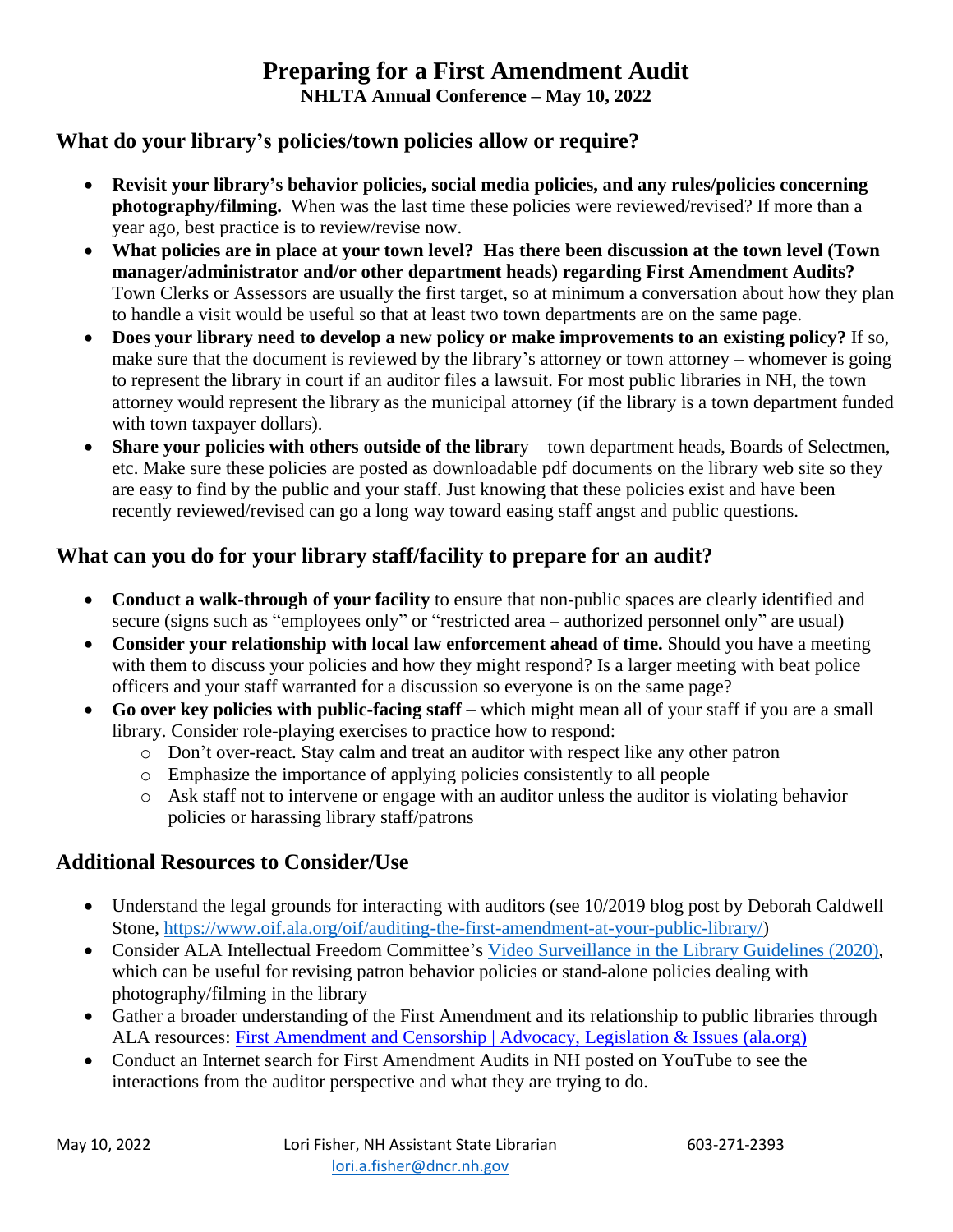# Preparing for a First Amendment Audit

**NHLTA Annual Conference – May 10, 2022**

## What do your library's policies/town policies allow or require?

- **Revisit your library's behavior policies, social media policies, and any rules/policies concerning photography/filming.** When was the last time these policies were reviewed/revised? If more than a year ago, best practice is to review/revise now.
- **What policies are in place at your town level? Has there been discussion at the town level (Town manager/administrator and/or other department heads) regarding First Amendment Audits?** Town Clerks or Assessors are usually the first target, so at minimum a conversation about how they plan to handle a visit would be useful so that at least two town departments are on the same page.
- **Does your library need to develop a new policy or make improvements to an existing policy?** If so, make sure that the document is reviewed by the library's attorney or town attorney – whomever is going to represent the library in court if an auditor files a lawsuit. For most public libraries in NH, the town attorney would represent the library as the municipal attorney (if the library is a town department funded with town taxpayer dollars).
- **Share your policies with others outside of the libra**ry – town department heads, Boards of Selectmen, etc. Make sure these policies are posted as downloadable pdf documents on the library web site so they are easy to find by the public and your staff. Just knowing that these policies exist and have been recently reviewed/revised can go a long way toward easing staff angst and public questions.

## What can you do for your library staff/facility to prepare for an audit?

- **Conduct a walk-through of your facility** to ensure that non-public spaces are clearly identified and secure (signs such as "employees only" or "restricted area – authorized personnel only" are usual)
- **Consider your relationship with local law enforcement ahead of time.** Should you have a meeting with them to discuss your policies and how they might respond? Is a larger meeting with beat police officers and your staff warranted for a discussion so everyone is on the same page?
- **Go over key policies with public-facing staff** – which might mean all of your staff if you are a small library. Consider role-playing exercises to practice how to respond:
  - Don't over-react. Stay calm and treat an auditor with respect like any other patron
  - Emphasize the importance of applying policies consistently to all people
  - Ask staff not to intervene or engage with an auditor unless the auditor is violating behavior policies or harassing library staff/patrons

## Additional Resources to Consider/Use

- Understand the legal grounds for interacting with auditors (see 10/2019 blog post by Deborah Caldwell Stone, https://www.oif.ala.org/oif/auditing-the-first-amendment-at-your-public-library/)
- Consider ALA Intellectual Freedom Committee's Video Surveillance in the Library Guidelines (2020), which can be useful for revising patron behavior policies or stand-alone policies dealing with photography/filming in the library
- Gather a broader understanding of the First Amendment and its relationship to public libraries through ALA resources: First Amendment and Censorship | Advocacy, Legislation & Issues (ala.org)
- Conduct an Internet search for First Amendment Audits in NH posted on YouTube to see the interactions from the auditor perspective and what they are trying to do.

May 10, 2022 Lori Fisher, NH Assistant State Librarian 603-271-2393
lori.a.fisher@dncr.nh.gov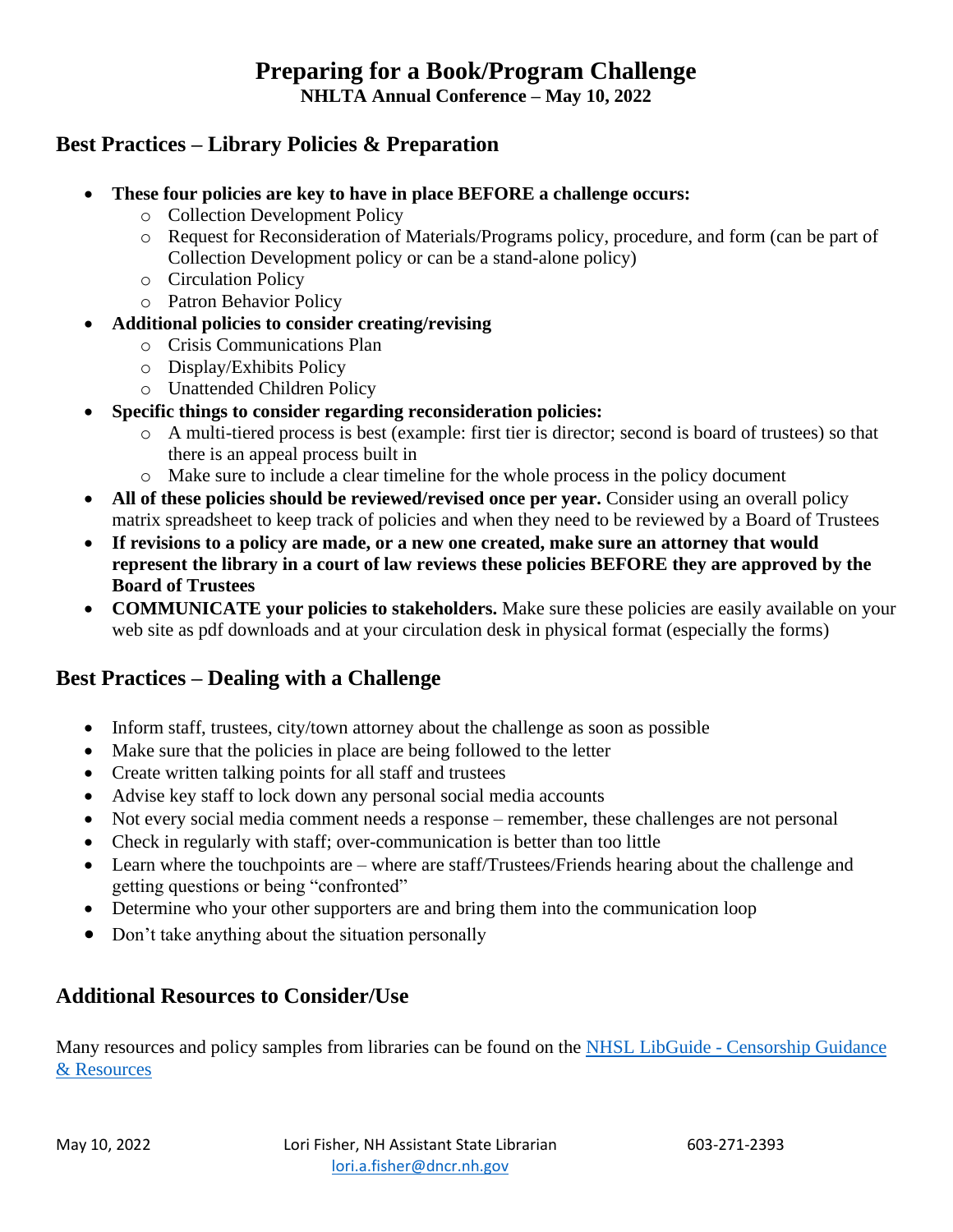# Preparing for a Book/Program Challenge

**NHLTA Annual Conference – May 10, 2022**

## Best Practices – Library Policies & Preparation

- **These four policies are key to have in place BEFORE a challenge occurs:**
  - Collection Development Policy
  - Request for Reconsideration of Materials/Programs policy, procedure, and form (can be part of Collection Development policy or can be a stand-alone policy)
  - Circulation Policy
  - Patron Behavior Policy
- **Additional policies to consider creating/revising**
  - Crisis Communications Plan
  - Display/Exhibits Policy
  - Unattended Children Policy
- **Specific things to consider regarding reconsideration policies:**
  - A multi-tiered process is best (example: first tier is director; second is board of trustees) so that there is an appeal process built in
  - Make sure to include a clear timeline for the whole process in the policy document
- **All of these policies should be reviewed/revised once per year.** Consider using an overall policy matrix spreadsheet to keep track of policies and when they need to be reviewed by a Board of Trustees
- **If revisions to a policy are made, or a new one created, make sure an attorney that would represent the library in a court of law reviews these policies BEFORE they are approved by the Board of Trustees**
- **COMMUNICATE your policies to stakeholders.** Make sure these policies are easily available on your web site as pdf downloads and at your circulation desk in physical format (especially the forms)

## Best Practices – Dealing with a Challenge

- Inform staff, trustees, city/town attorney about the challenge as soon as possible
- Make sure that the policies in place are being followed to the letter
- Create written talking points for all staff and trustees
- Advise key staff to lock down any personal social media accounts
- Not every social media comment needs a response – remember, these challenges are not personal
- Check in regularly with staff; over-communication is better than too little
- Learn where the touchpoints are – where are staff/Trustees/Friends hearing about the challenge and getting questions or being "confronted"
- Determine who your other supporters are and bring them into the communication loop
- Don't take anything about the situation personally

## Additional Resources to Consider/Use

Many resources and policy samples from libraries can be found on the [NHSL LibGuide - Censorship Guidance & Resources]

May 10, 2022 Lori Fisher, NH Assistant State Librarian 603-271-2393
lori.a.fisher@dncr.nh.gov